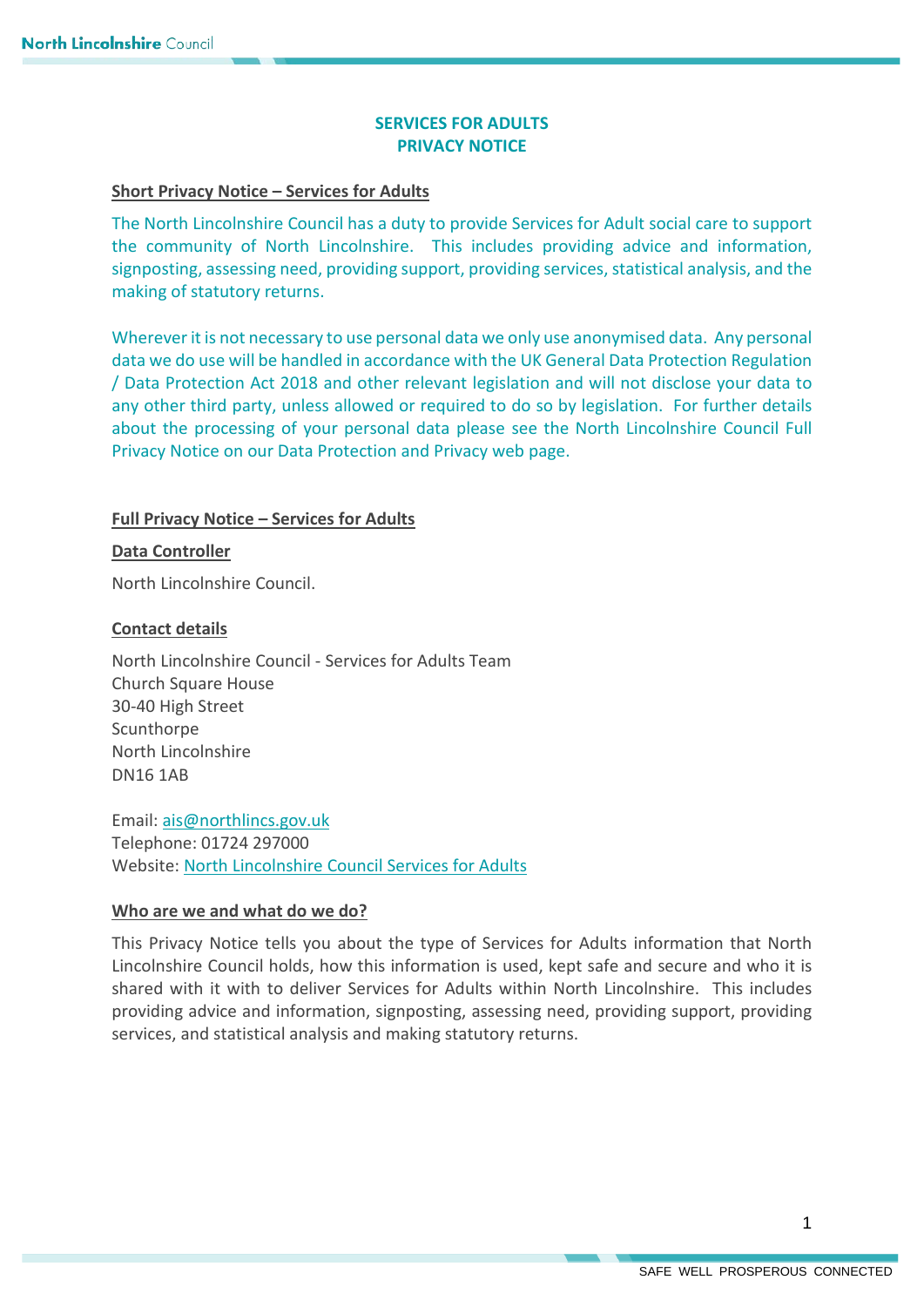# SERVICES FOR ADULTS
# PRIVACY NOTICE

## Short Privacy Notice – Services for Adults

The North Lincolnshire Council has a duty to provide Services for Adult social care to support the community of North Lincolnshire. This includes providing advice and information, signposting, assessing need, providing support, providing services, statistical analysis, and the making of statutory returns.

Wherever it is not necessary to use personal data we only use anonymised data. Any personal data we do use will be handled in accordance with the UK General Data Protection Regulation / Data Protection Act 2018 and other relevant legislation and will not disclose your data to any other third party, unless allowed or required to do so by legislation. For further details about the processing of your personal data please see the North Lincolnshire Council Full Privacy Notice on our Data Protection and Privacy web page.

## Full Privacy Notice – Services for Adults

### Data Controller

North Lincolnshire Council.

### Contact details

North Lincolnshire Council - Services for Adults Team
Church Square House
30-40 High Street
Scunthorpe
North Lincolnshire
DN16 1AB

Email: ais@northlincs.gov.uk
Telephone: 01724 297000
Website: North Lincolnshire Council Services for Adults

### Who are we and what do we do?

This Privacy Notice tells you about the type of Services for Adults information that North Lincolnshire Council holds, how this information is used, kept safe and secure and who it is shared with it with to deliver Services for Adults within North Lincolnshire. This includes providing advice and information, signposting, assessing need, providing support, providing services, and statistical analysis and making statutory returns.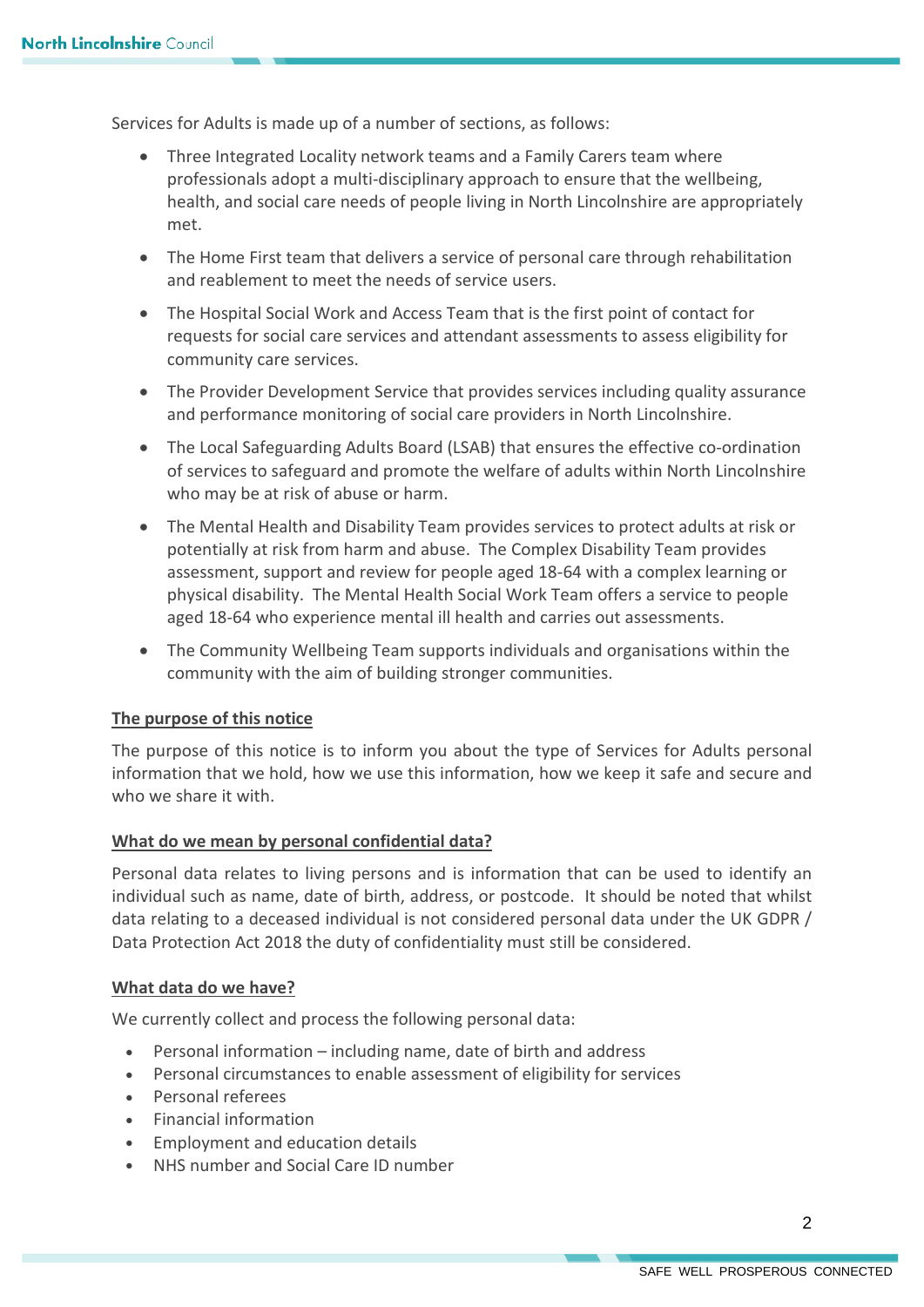Services for Adults is made up of a number of sections, as follows:

- Three Integrated Locality network teams and a Family Carers team where professionals adopt a multi-disciplinary approach to ensure that the wellbeing, health, and social care needs of people living in North Lincolnshire are appropriately met.
- The Home First team that delivers a service of personal care through rehabilitation and reablement to meet the needs of service users.
- The Hospital Social Work and Access Team that is the first point of contact for requests for social care services and attendant assessments to assess eligibility for community care services.
- The Provider Development Service that provides services including quality assurance and performance monitoring of social care providers in North Lincolnshire.
- The Local Safeguarding Adults Board (LSAB) that ensures the effective co-ordination of services to safeguard and promote the welfare of adults within North Lincolnshire who may be at risk of abuse or harm.
- The Mental Health and Disability Team provides services to protect adults at risk or potentially at risk from harm and abuse. The Complex Disability Team provides assessment, support and review for people aged 18-64 with a complex learning or physical disability. The Mental Health Social Work Team offers a service to people aged 18-64 who experience mental ill health and carries out assessments.
- The Community Wellbeing Team supports individuals and organisations within the community with the aim of building stronger communities.

## The purpose of this notice

The purpose of this notice is to inform you about the type of Services for Adults personal information that we hold, how we use this information, how we keep it safe and secure and who we share it with.

## What do we mean by personal confidential data?

Personal data relates to living persons and is information that can be used to identify an individual such as name, date of birth, address, or postcode. It should be noted that whilst data relating to a deceased individual is not considered personal data under the UK GDPR / Data Protection Act 2018 the duty of confidentiality must still be considered.

## What data do we have?

We currently collect and process the following personal data:

- Personal information – including name, date of birth and address
- Personal circumstances to enable assessment of eligibility for services
- Personal referees
- Financial information
- Employment and education details
- NHS number and Social Care ID number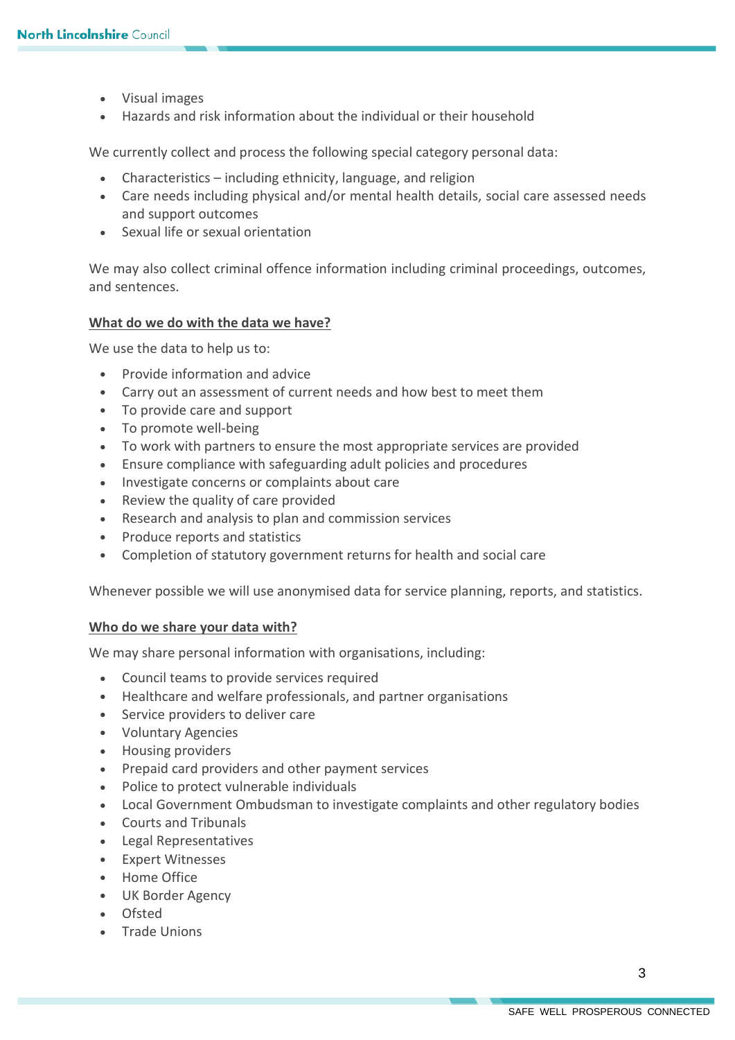- Visual images
- Hazards and risk information about the individual or their household

We currently collect and process the following special category personal data:

- Characteristics – including ethnicity, language, and religion
- Care needs including physical and/or mental health details, social care assessed needs and support outcomes
- Sexual life or sexual orientation

We may also collect criminal offence information including criminal proceedings, outcomes, and sentences.

## What do we do with the data we have?

We use the data to help us to:

- Provide information and advice
- Carry out an assessment of current needs and how best to meet them
- To provide care and support
- To promote well-being
- To work with partners to ensure the most appropriate services are provided
- Ensure compliance with safeguarding adult policies and procedures
- Investigate concerns or complaints about care
- Review the quality of care provided
- Research and analysis to plan and commission services
- Produce reports and statistics
- Completion of statutory government returns for health and social care

Whenever possible we will use anonymised data for service planning, reports, and statistics.

## Who do we share your data with?

We may share personal information with organisations, including:

- Council teams to provide services required
- Healthcare and welfare professionals, and partner organisations
- Service providers to deliver care
- Voluntary Agencies
- Housing providers
- Prepaid card providers and other payment services
- Police to protect vulnerable individuals
- Local Government Ombudsman to investigate complaints and other regulatory bodies
- Courts and Tribunals
- Legal Representatives
- Expert Witnesses
- Home Office
- UK Border Agency
- Ofsted
- Trade Unions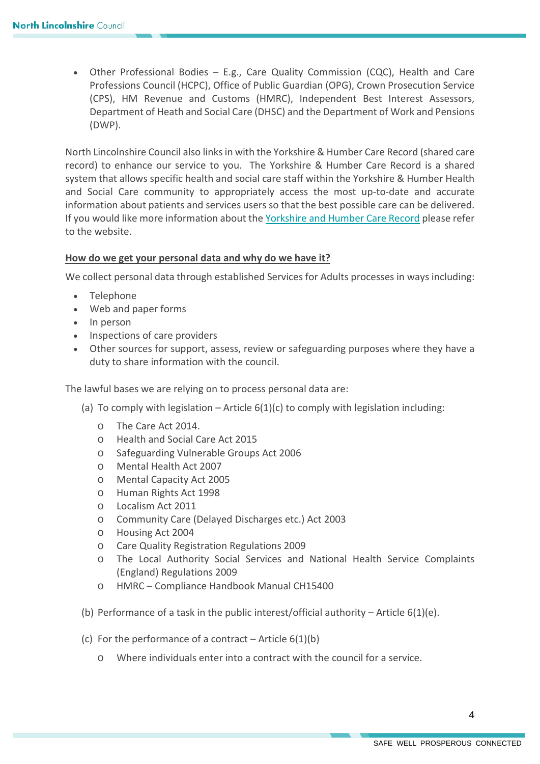- Other Professional Bodies – E.g., Care Quality Commission (CQC), Health and Care Professions Council (HCPC), Office of Public Guardian (OPG), Crown Prosecution Service (CPS), HM Revenue and Customs (HMRC), Independent Best Interest Assessors, Department of Heath and Social Care (DHSC) and the Department of Work and Pensions (DWP).

North Lincolnshire Council also links in with the Yorkshire & Humber Care Record (shared care record) to enhance our service to you. The Yorkshire & Humber Care Record is a shared system that allows specific health and social care staff within the Yorkshire & Humber Health and Social Care community to appropriately access the most up-to-date and accurate information about patients and services users so that the best possible care can be delivered. If you would like more information about the Yorkshire and Humber Care Record please refer to the website.

**How do we get your personal data and why do we have it?**

We collect personal data through established Services for Adults processes in ways including:

- Telephone
- Web and paper forms
- In person
- Inspections of care providers
- Other sources for support, assess, review or safeguarding purposes where they have a duty to share information with the council.

The lawful bases we are relying on to process personal data are:

(a) To comply with legislation – Article 6(1)(c) to comply with legislation including:

- The Care Act 2014.
- Health and Social Care Act 2015
- Safeguarding Vulnerable Groups Act 2006
- Mental Health Act 2007
- Mental Capacity Act 2005
- Human Rights Act 1998
- Localism Act 2011
- Community Care (Delayed Discharges etc.) Act 2003
- Housing Act 2004
- Care Quality Registration Regulations 2009
- The Local Authority Social Services and National Health Service Complaints (England) Regulations 2009
- HMRC – Compliance Handbook Manual CH15400

(b) Performance of a task in the public interest/official authority – Article 6(1)(e).

(c) For the performance of a contract – Article 6(1)(b)

- Where individuals enter into a contract with the council for a service.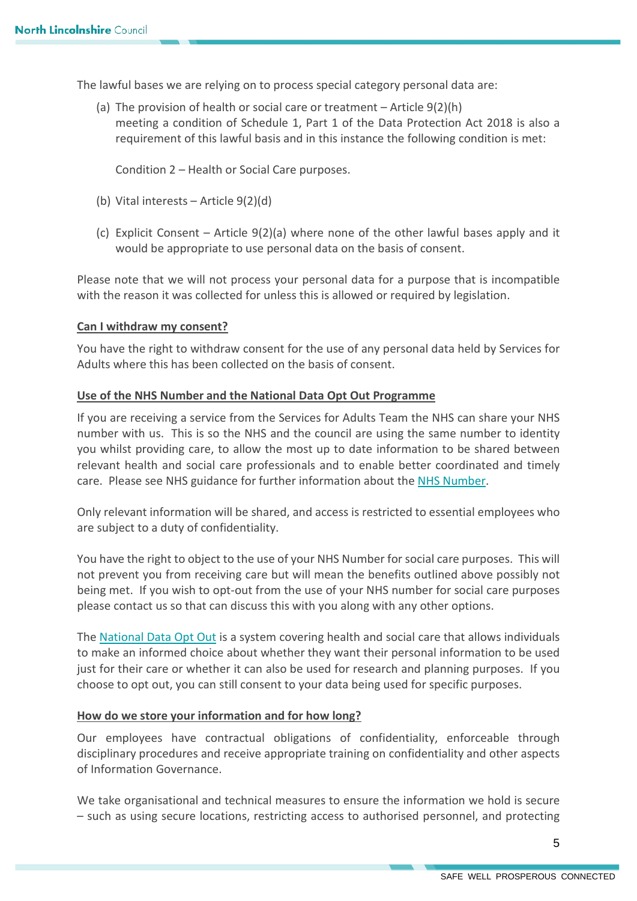The lawful bases we are relying on to process special category personal data are:

(a) The provision of health or social care or treatment – Article 9(2)(h) meeting a condition of Schedule 1, Part 1 of the Data Protection Act 2018 is also a requirement of this lawful basis and in this instance the following condition is met:

    Condition 2 – Health or Social Care purposes.

(b) Vital interests – Article 9(2)(d)

(c) Explicit Consent – Article 9(2)(a) where none of the other lawful bases apply and it would be appropriate to use personal data on the basis of consent.

Please note that we will not process your personal data for a purpose that is incompatible with the reason it was collected for unless this is allowed or required by legislation.

**Can I withdraw my consent?**

You have the right to withdraw consent for the use of any personal data held by Services for Adults where this has been collected on the basis of consent.

**Use of the NHS Number and the National Data Opt Out Programme**

If you are receiving a service from the Services for Adults Team the NHS can share your NHS number with us. This is so the NHS and the council are using the same number to identity you whilst providing care, to allow the most up to date information to be shared between relevant health and social care professionals and to enable better coordinated and timely care. Please see NHS guidance for further information about the NHS Number.

Only relevant information will be shared, and access is restricted to essential employees who are subject to a duty of confidentiality.

You have the right to object to the use of your NHS Number for social care purposes. This will not prevent you from receiving care but will mean the benefits outlined above possibly not being met. If you wish to opt-out from the use of your NHS number for social care purposes please contact us so that can discuss this with you along with any other options.

The National Data Opt Out is a system covering health and social care that allows individuals to make an informed choice about whether they want their personal information to be used just for their care or whether it can also be used for research and planning purposes. If you choose to opt out, you can still consent to your data being used for specific purposes.

**How do we store your information and for how long?**

Our employees have contractual obligations of confidentiality, enforceable through disciplinary procedures and receive appropriate training on confidentiality and other aspects of Information Governance.

We take organisational and technical measures to ensure the information we hold is secure – such as using secure locations, restricting access to authorised personnel, and protecting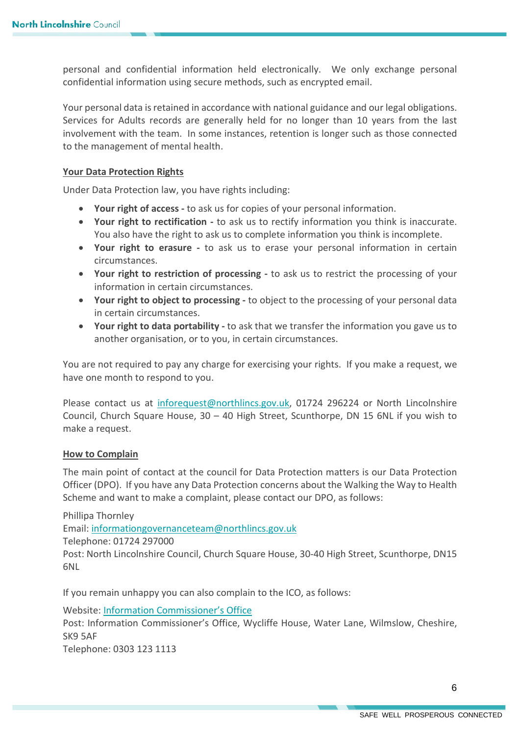personal and confidential information held electronically. We only exchange personal confidential information using secure methods, such as encrypted email.

Your personal data is retained in accordance with national guidance and our legal obligations. Services for Adults records are generally held for no longer than 10 years from the last involvement with the team. In some instances, retention is longer such as those connected to the management of mental health.

## Your Data Protection Rights

Under Data Protection law, you have rights including:

- **Your right of access -** to ask us for copies of your personal information.
- **Your right to rectification -** to ask us to rectify information you think is inaccurate. You also have the right to ask us to complete information you think is incomplete.
- **Your right to erasure -** to ask us to erase your personal information in certain circumstances.
- **Your right to restriction of processing -** to ask us to restrict the processing of your information in certain circumstances.
- **Your right to object to processing -** to object to the processing of your personal data in certain circumstances.
- **Your right to data portability -** to ask that we transfer the information you gave us to another organisation, or to you, in certain circumstances.

You are not required to pay any charge for exercising your rights. If you make a request, we have one month to respond to you.

Please contact us at [inforequest@northlincs.gov.uk](mailto:inforequest@northlincs.gov.uk), 01724 296224 or North Lincolnshire Council, Church Square House, 30 – 40 High Street, Scunthorpe, DN 15 6NL if you wish to make a request.

## How to Complain

The main point of contact at the council for Data Protection matters is our Data Protection Officer (DPO). If you have any Data Protection concerns about the Walking the Way to Health Scheme and want to make a complaint, please contact our DPO, as follows:

Phillipa Thornley
Email: [informationgovernanceteam@northlincs.gov.uk](mailto:informationgovernanceteam@northlincs.gov.uk)
Telephone: 01724 297000
Post: North Lincolnshire Council, Church Square House, 30-40 High Street, Scunthorpe, DN15 6NL

If you remain unhappy you can also complain to the ICO, as follows:

Website: Information Commissioner's Office
Post: Information Commissioner's Office, Wycliffe House, Water Lane, Wilmslow, Cheshire, SK9 5AF
Telephone: 0303 123 1113